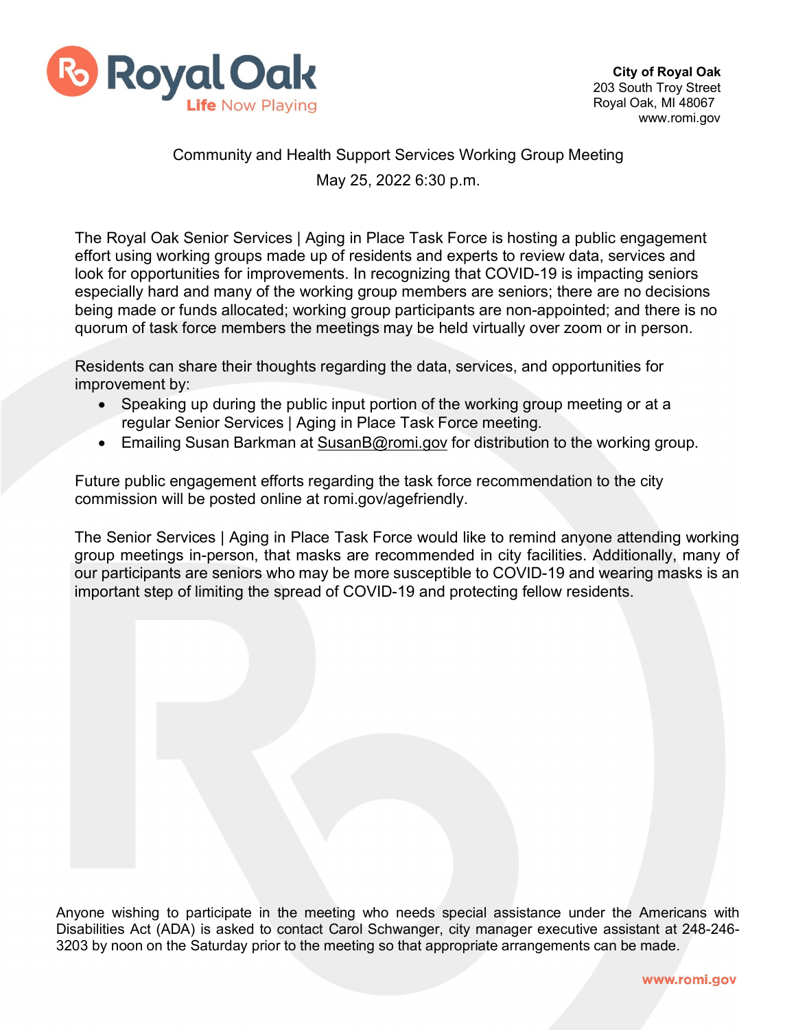Royal Oak
Life Now Playing

**City of Royal Oak**
203 South Troy Street
Royal Oak, MI 48067
www.romi.gov

Community and Health Support Services Working Group Meeting

May 25, 2022 6:30 p.m.

The Royal Oak Senior Services | Aging in Place Task Force is hosting a public engagement effort using working groups made up of residents and experts to review data, services and look for opportunities for improvements. In recognizing that COVID-19 is impacting seniors especially hard and many of the working group members are seniors; there are no decisions being made or funds allocated; working group participants are non-appointed; and there is no quorum of task force members the meetings may be held virtually over zoom or in person.

Residents can share their thoughts regarding the data, services, and opportunities for improvement by:

- Speaking up during the public input portion of the working group meeting or at a regular Senior Services | Aging in Place Task Force meeting.
- Emailing Susan Barkman at SusanB@romi.gov for distribution to the working group.

Future public engagement efforts regarding the task force recommendation to the city commission will be posted online at romi.gov/agefriendly.

The Senior Services | Aging in Place Task Force would like to remind anyone attending working group meetings in-person, that masks are recommended in city facilities. Additionally, many of our participants are seniors who may be more susceptible to COVID-19 and wearing masks is an important step of limiting the spread of COVID-19 and protecting fellow residents.

Anyone wishing to participate in the meeting who needs special assistance under the Americans with Disabilities Act (ADA) is asked to contact Carol Schwanger, city manager executive assistant at 248-246-3203 by noon on the Saturday prior to the meeting so that appropriate arrangements can be made.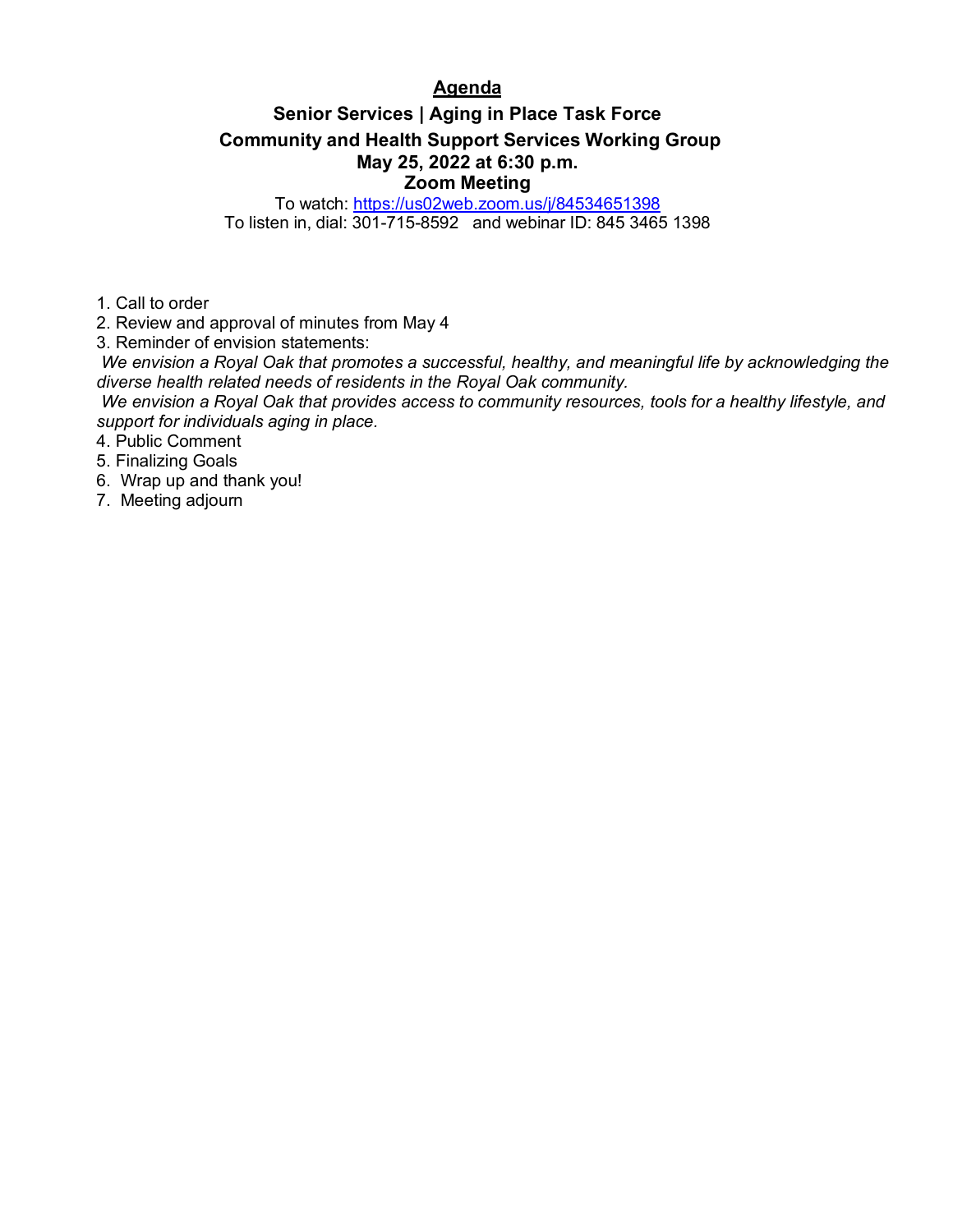# Agenda

## Senior Services | Aging in Place Task Force

## Community and Health Support Services Working Group

## May 25, 2022 at 6:30 p.m.

## Zoom Meeting

To watch: [https://us02web.zoom.us/j/84534651398](https://us02web.zoom.us/j/84534651398)
To listen in, dial: 301-715-8592 and webinar ID: 845 3465 1398

1. Call to order
2. Review and approval of minutes from May 4
3. Reminder of envision statements:

   *We envision a Royal Oak that promotes a successful, healthy, and meaningful life by acknowledging the diverse health related needs of residents in the Royal Oak community.*

   *We envision a Royal Oak that provides access to community resources, tools for a healthy lifestyle, and support for individuals aging in place.*
4. Public Comment
5. Finalizing Goals
6. Wrap up and thank you!
7. Meeting adjourn